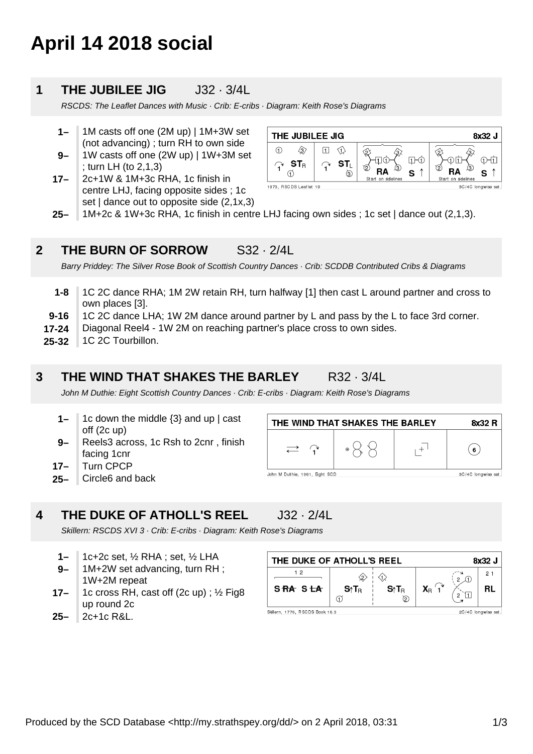# April 14 2018 social

## 1 THE JUBILEE JIG J32 · 3/4L

*RSCDS: The Leaflet Dances with Music · Crib: E-cribs · Diagram: Keith Rose's Diagrams*

- **1–** 1M casts off one (2M up) | 1M+3W set (not advancing) ; turn RH to own side
- **9–** 1W casts off one (2W up) | 1W+3M set ; turn LH (to 2,1,3)
- **17–** 2c+1W & 1M+3c RHA, 1c finish in centre LHJ, facing opposite sides ; 1c set | dance out to opposite side (2,1x,3)
- **25–** 1M+2c & 1W+3c RHA, 1c finish in centre LHJ facing own sides ; 1c set | dance out (2,1,3).

## 2 THE BURN OF SORROW S32 · 2/4L

*Barry Priddey: The Silver Rose Book of Scottish Country Dances · Crib: SCDDB Contributed Cribs & Diagrams*

- **1-8** 1C 2C dance RHA; 1M 2W retain RH, turn halfway [1] then cast L around partner and cross to own places [3].
- **9-16** 1C 2C dance LHA; 1W 2M dance around partner by L and pass by the L to face 3rd corner.
- **17-24** Diagonal Reel4 - 1W 2M on reaching partner's place cross to own sides.
- **25-32** 1C 2C Tourbillon.

## 3 THE WIND THAT SHAKES THE BARLEY R32 · 3/4L

*John M Duthie: Eight Scottish Country Dances · Crib: E-cribs · Diagram: Keith Rose's Diagrams*

- **1–** 1c down the middle {3} and up | cast off (2c up)
- **9–** Reels3 across, 1c Rsh to 2cnr , finish facing 1cnr
- **17–** Turn CPCP
- **25–** Circle6 and back

## 4 THE DUKE OF ATHOLL'S REEL J32 · 2/4L

*Skillern: RSCDS XVI 3 · Crib: E-cribs · Diagram: Keith Rose's Diagrams*

- **1–** 1c+2c set, ½ RHA ; set, ½ LHA
- **9–** 1M+2W set advancing, turn RH ; 1W+2M repeat
- **17–** 1c cross RH, cast off (2c up) ; ½ Fig8 up round 2c
- **25–** 2c+1c R&L.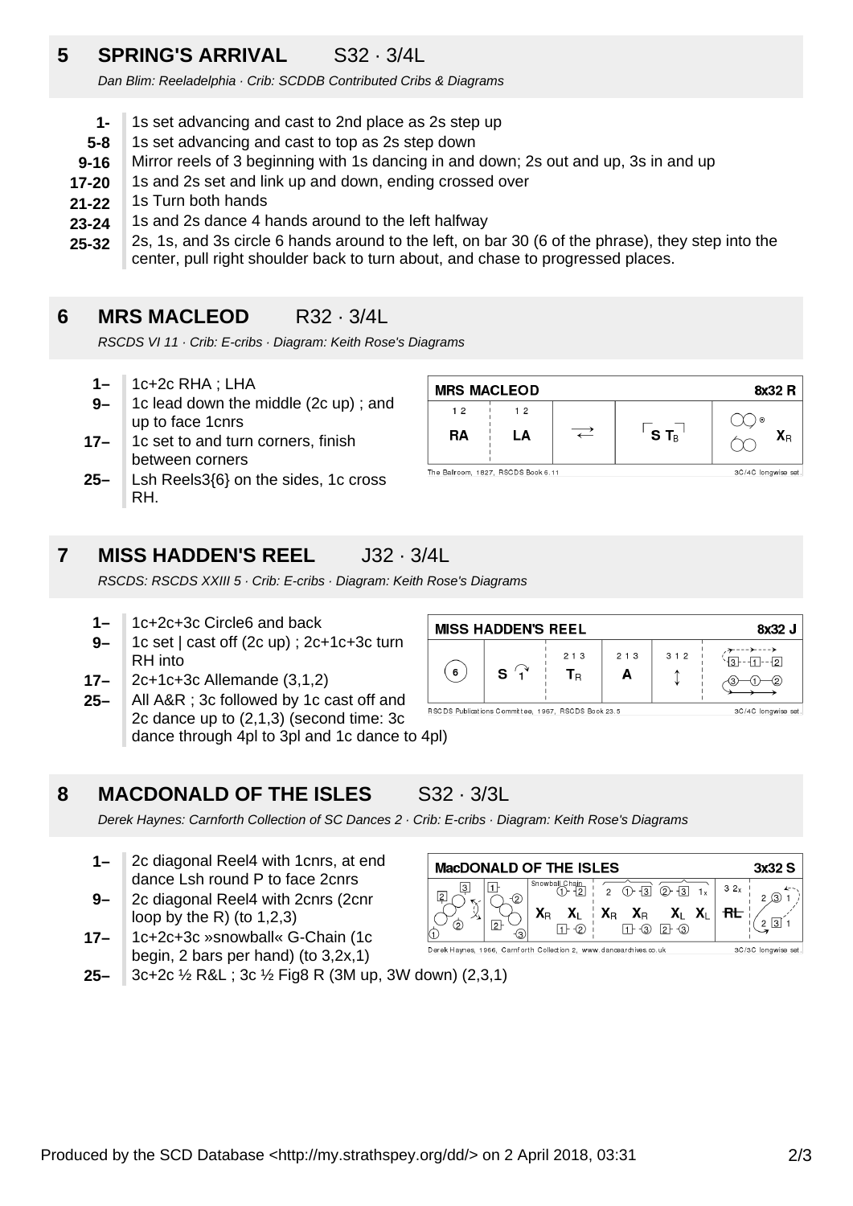## 5 SPRING'S ARRIVAL S32 · 3/4L

*Dan Blim: Reeladelphia · Crib: SCDDB Contributed Cribs & Diagrams*

| | |
|---|---|
| **1-** | 1s set advancing and cast to 2nd place as 2s step up |
| **5-8** | 1s set advancing and cast to top as 2s step down |
| **9-16** | Mirror reels of 3 beginning with 1s dancing in and down; 2s out and up, 3s in and up |
| **17-20** | 1s and 2s set and link up and down, ending crossed over |
| **21-22** | 1s Turn both hands |
| **23-24** | 1s and 2s dance 4 hands around to the left halfway |
| **25-32** | 2s, 1s, and 3s circle 6 hands around to the left, on bar 30 (6 of the phrase), they step into the center, pull right shoulder back to turn about, and chase to progressed places. |

## 6 MRS MACLEOD R32 · 3/4L

*RSCDS VI 11 · Crib: E-cribs · Diagram: Keith Rose's Diagrams*

| | |
|---|---|
| **1–** | 1c+2c RHA ; LHA |
| **9–** | 1c lead down the middle (2c up) ; and up to face 1cnrs |
| **17–** | 1c set to and turn corners, finish between corners |
| **25–** | Lsh Reels3{6} on the sides, 1c cross RH. |

## 7 MISS HADDEN'S REEL J32 · 3/4L

*RSCDS: RSCDS XXIII 5 · Crib: E-cribs · Diagram: Keith Rose's Diagrams*

| | |
|---|---|
| **1–** | 1c+2c+3c Circle6 and back |
| **9–** | 1c set \| cast off (2c up) ; 2c+1c+3c turn RH into |
| **17–** | 2c+1c+3c Allemande (3,1,2) |
| **25–** | All A&R ; 3c followed by 1c cast off and 2c dance up to (2,1,3) (second time: 3c dance through 4pl to 3pl and 1c dance to 4pl) |

## 8 MACDONALD OF THE ISLES S32 · 3/3L

*Derek Haynes: Carnforth Collection of SC Dances 2 · Crib: E-cribs · Diagram: Keith Rose's Diagrams*

| | |
|---|---|
| **1–** | 2c diagonal Reel4 with 1cnrs, at end dance Lsh round P to face 2cnrs |
| **9–** | 2c diagonal Reel4 with 2cnrs (2cnr loop by the R) (to 1,2,3) |
| **17–** | 1c+2c+3c »snowball« G-Chain (1c begin, 2 bars per hand) (to 3,2x,1) |
| **25–** | 3c+2c ½ R&L ; 3c ½ Fig8 R (3M up, 3W down) (2,3,1) |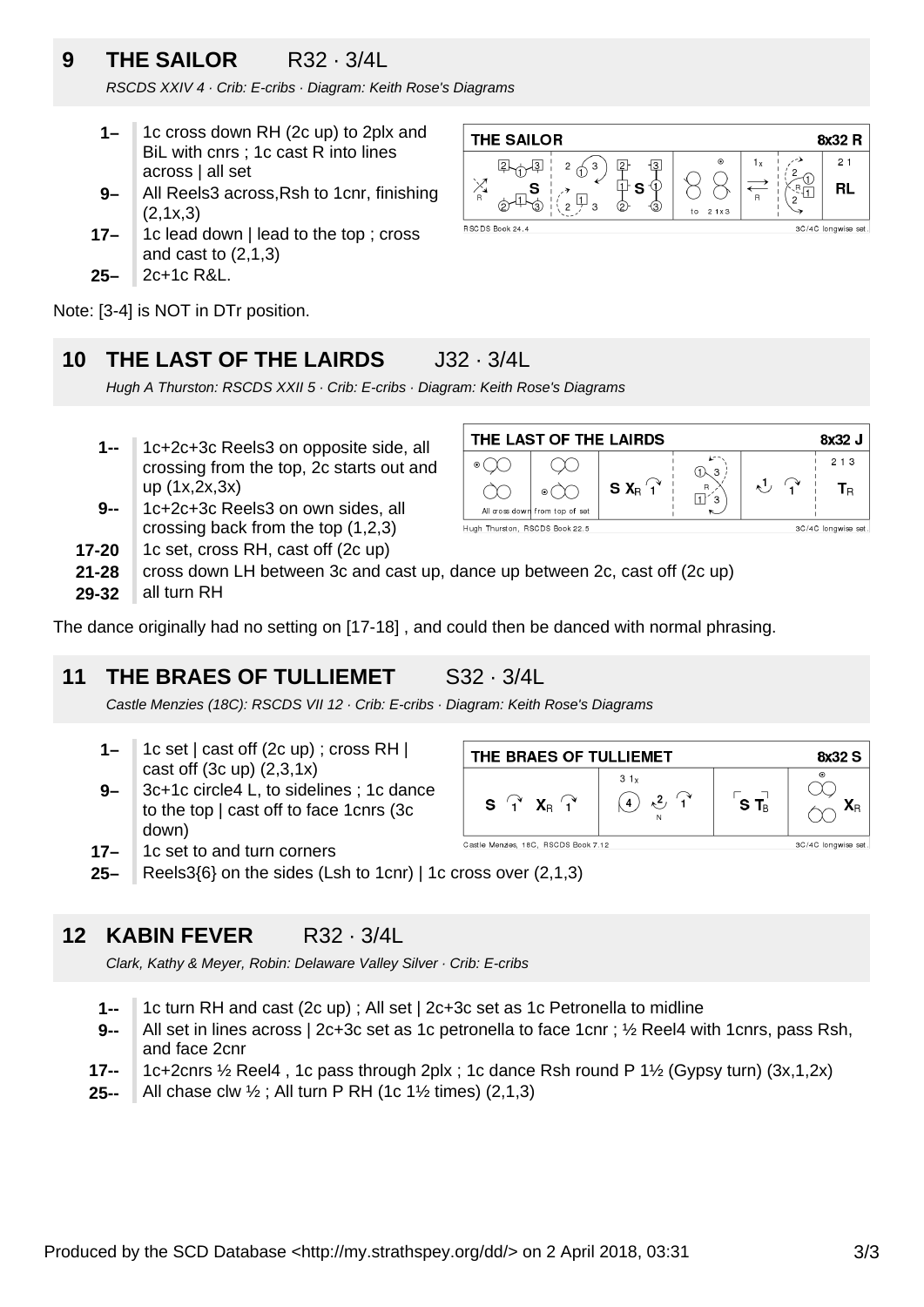## 9 THE SAILOR R32 · 3/4L

*RSCDS XXIV 4 · Crib: E-cribs · Diagram: Keith Rose's Diagrams*

| | |
|---|---|
| **1–** | 1c cross down RH (2c up) to 2plx and BiL with cnrs ; 1c cast R into lines across \| all set |
| **9–** | All Reels3 across,Rsh to 1cnr, finishing (2,1x,3) |
| **17–** | 1c lead down \| lead to the top ; cross and cast to (2,1,3) |
| **25–** | 2c+1c R&L. |

Note: [3-4] is NOT in DTr position.

## 10 THE LAST OF THE LAIRDS J32 · 3/4L

*Hugh A Thurston: RSCDS XXII 5 · Crib: E-cribs · Diagram: Keith Rose's Diagrams*

| | |
|---|---|
| **1--** | 1c+2c+3c Reels3 on opposite side, all crossing from the top, 2c starts out and up (1x,2x,3x) |
| **9--** | 1c+2c+3c Reels3 on own sides, all crossing back from the top (1,2,3) |
| **17-20** | 1c set, cross RH, cast off (2c up) |
| **21-28** | cross down LH between 3c and cast up, dance up between 2c, cast off (2c up) |
| **29-32** | all turn RH |

The dance originally had no setting on [17-18] , and could then be danced with normal phrasing.

## 11 THE BRAES OF TULLIEMET S32 · 3/4L

*Castle Menzies (18C): RSCDS VII 12 · Crib: E-cribs · Diagram: Keith Rose's Diagrams*

| | |
|---|---|
| **1–** | 1c set \| cast off (2c up) ; cross RH \| cast off (3c up) (2,3,1x) |
| **9–** | 3c+1c circle4 L, to sidelines ; 1c dance to the top \| cast off to face 1cnrs (3c down) |
| **17–** | 1c set to and turn corners |
| **25–** | Reels3{6} on the sides (Lsh to 1cnr) \| 1c cross over (2,1,3) |

## 12 KABIN FEVER R32 · 3/4L

*Clark, Kathy & Meyer, Robin: Delaware Valley Silver · Crib: E-cribs*

| | |
|---|---|
| **1--** | 1c turn RH and cast (2c up) ; All set \| 2c+3c set as 1c Petronella to midline |
| **9--** | All set in lines across \| 2c+3c set as 1c petronella to face 1cnr ; ½ Reel4 with 1cnrs, pass Rsh, and face 2cnr |
| **17--** | 1c+2cnrs ½ Reel4 , 1c pass through 2plx ; 1c dance Rsh round P 1½ (Gypsy turn) (3x,1,2x) |
| **25--** | All chase clw ½ ; All turn P RH (1c 1½ times) (2,1,3) |

Produced by the SCD Database <http://my.strathspey.org/dd/> on 2 April 2018, 03:31